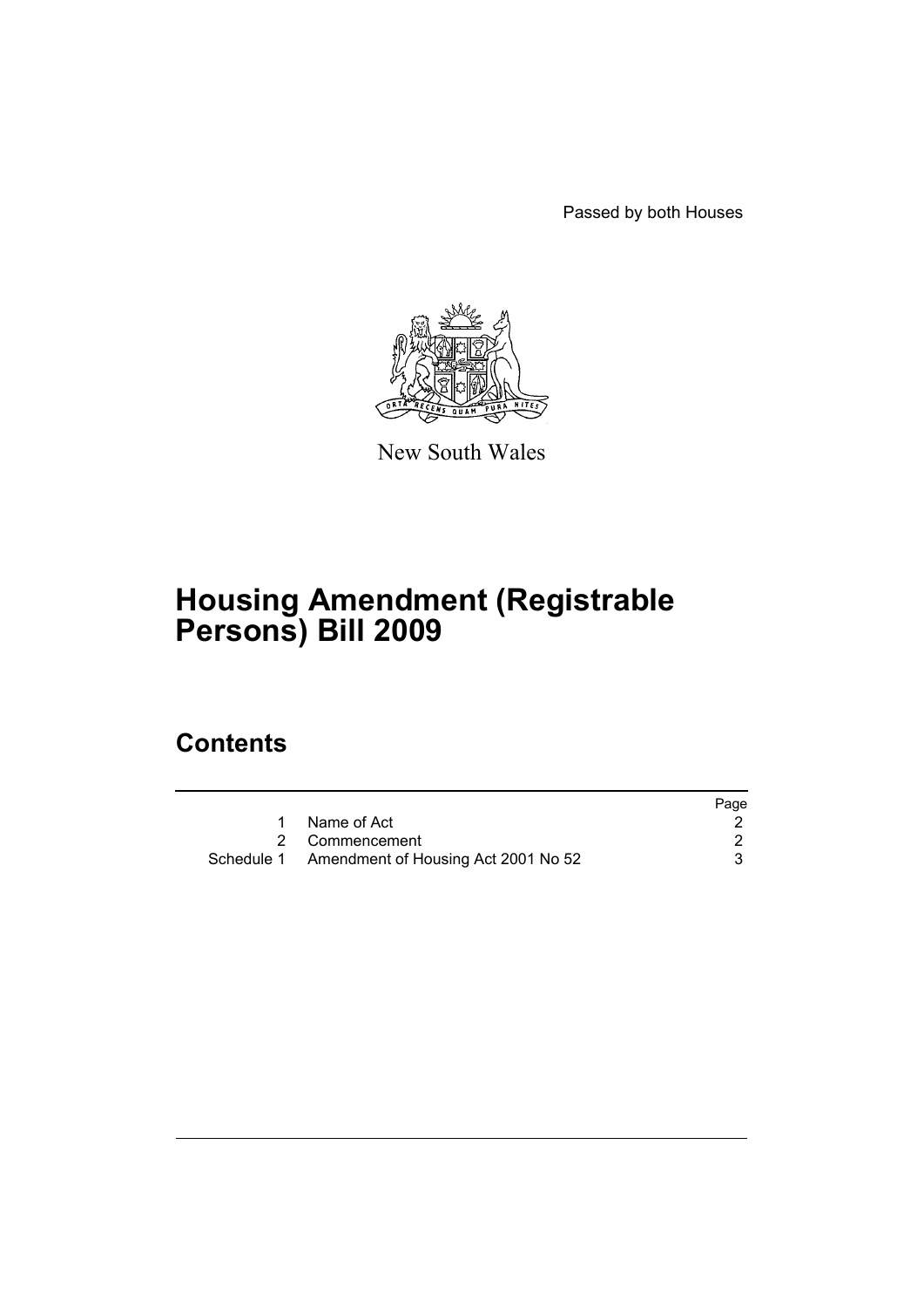Passed by both Houses

New South Wales

# Housing Amendment (Registrable Persons) Bill 2009

## Contents

| | | Page |
|---|---|---|
| 1 | Name of Act | 2 |
| 2 | Commencement | 2 |
| Schedule 1 | Amendment of Housing Act 2001 No 52 | 3 |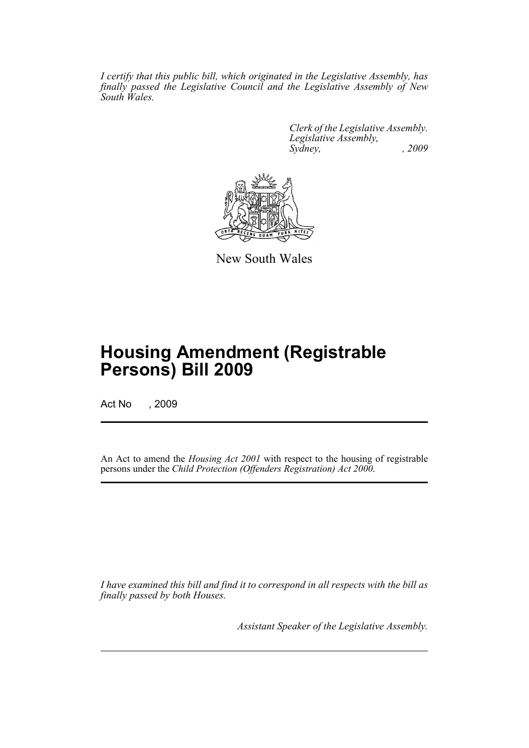*I certify that this public bill, which originated in the Legislative Assembly, has finally passed the Legislative Council and the Legislative Assembly of New South Wales.*

*Clerk of the Legislative Assembly.*
*Legislative Assembly,*
*Sydney, , 2009*

New South Wales

# Housing Amendment (Registrable Persons) Bill 2009

Act No , 2009

An Act to amend the *Housing Act 2001* with respect to the housing of registrable persons under the *Child Protection (Offenders Registration) Act 2000*.

*I have examined this bill and find it to correspond in all respects with the bill as finally passed by both Houses.*

*Assistant Speaker of the Legislative Assembly.*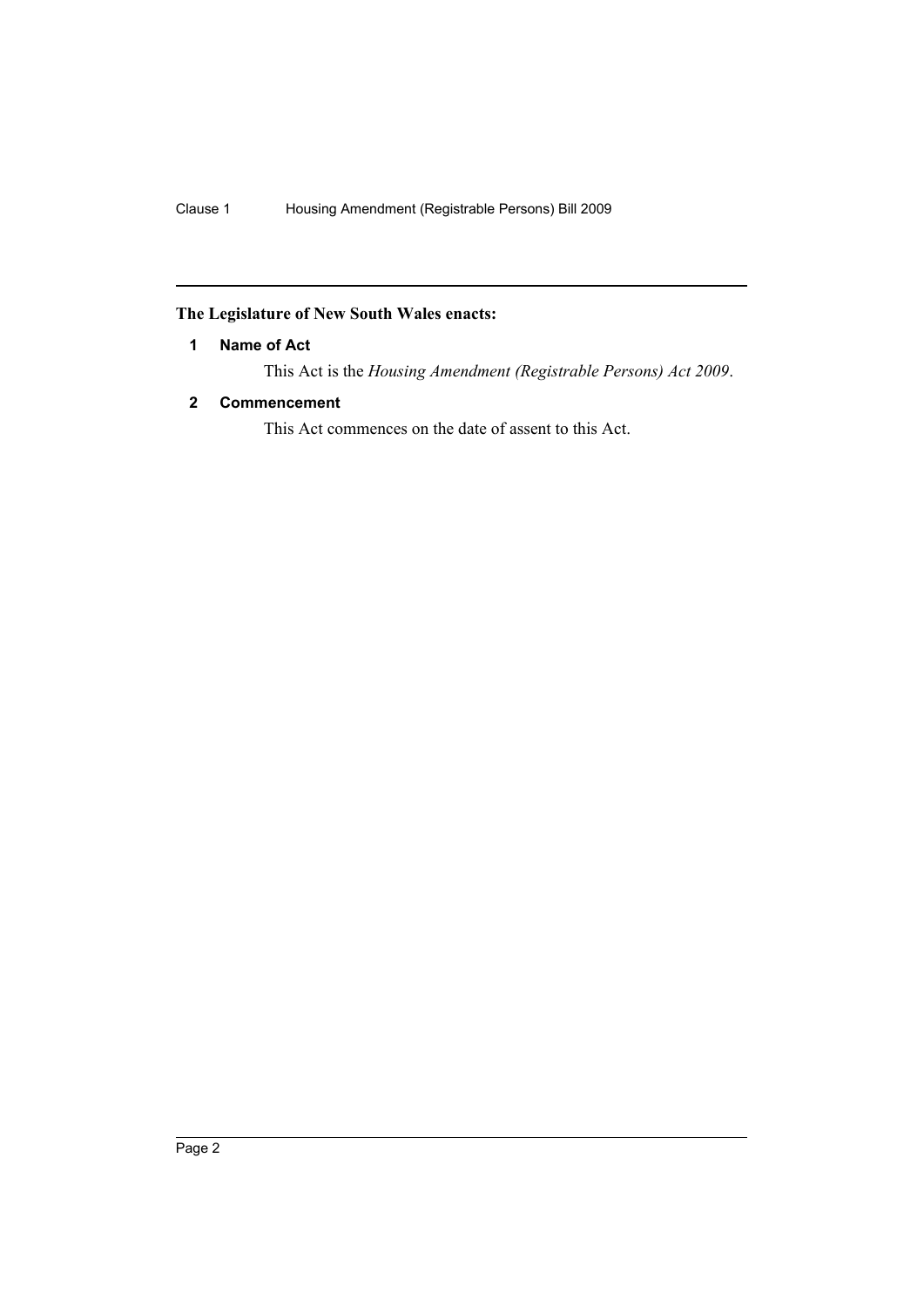**The Legislature of New South Wales enacts:**

**1 Name of Act**

This Act is the *Housing Amendment (Registrable Persons) Act 2009*.

**2 Commencement**

This Act commences on the date of assent to this Act.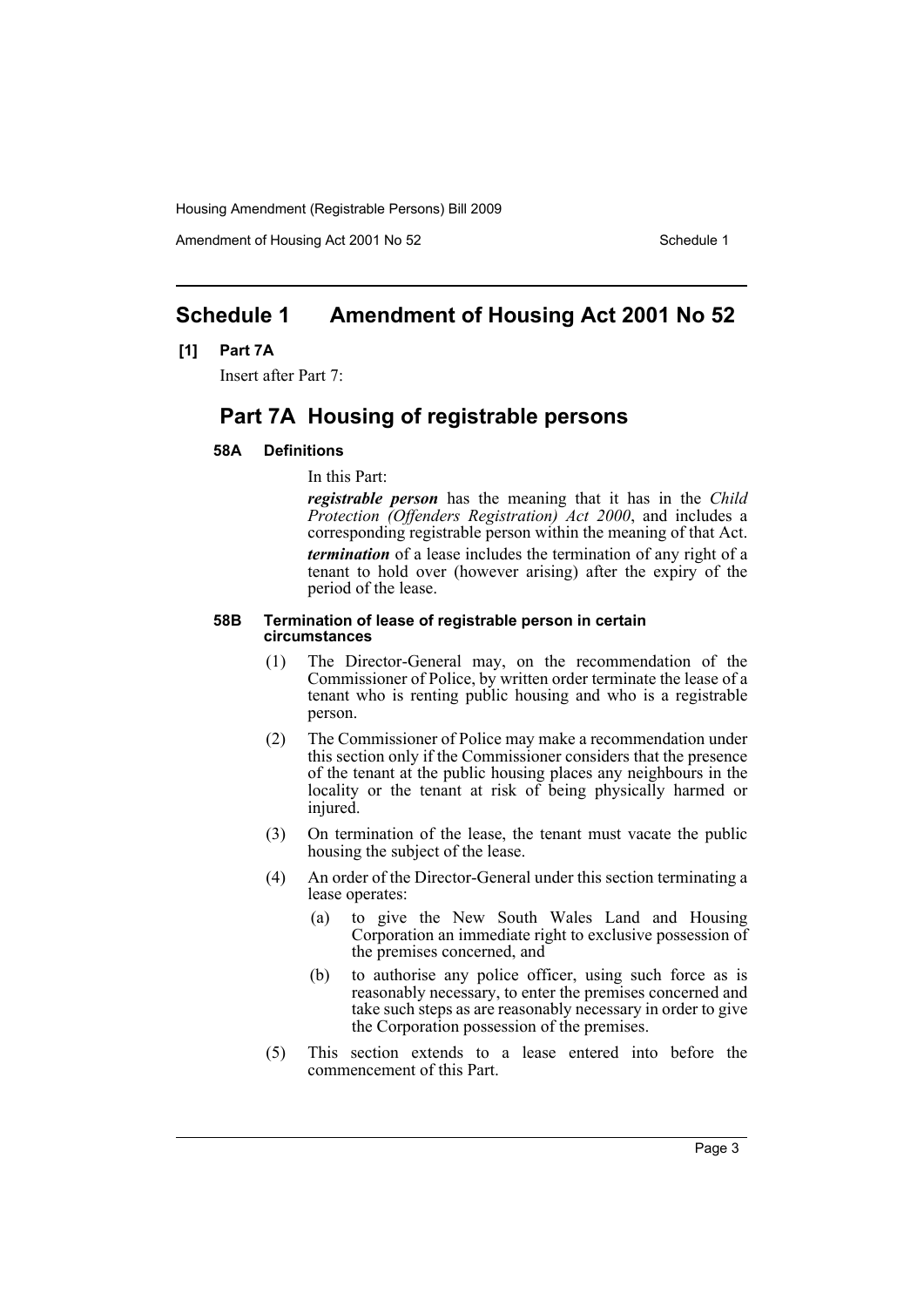# Schedule 1 Amendment of Housing Act 2001 No 52

**[1] Part 7A**

Insert after Part 7:

## Part 7A Housing of registrable persons

### 58A Definitions

In this Part:

***registrable person*** has the meaning that it has in the *Child Protection (Offenders Registration) Act 2000*, and includes a corresponding registrable person within the meaning of that Act.

***termination*** of a lease includes the termination of any right of a tenant to hold over (however arising) after the expiry of the period of the lease.

### 58B Termination of lease of registrable person in certain circumstances

(1) The Director-General may, on the recommendation of the Commissioner of Police, by written order terminate the lease of a tenant who is renting public housing and who is a registrable person.

(2) The Commissioner of Police may make a recommendation under this section only if the Commissioner considers that the presence of the tenant at the public housing places any neighbours in the locality or the tenant at risk of being physically harmed or injured.

(3) On termination of the lease, the tenant must vacate the public housing the subject of the lease.

(4) An order of the Director-General under this section terminating a lease operates:

- (a) to give the New South Wales Land and Housing Corporation an immediate right to exclusive possession of the premises concerned, and
- (b) to authorise any police officer, using such force as is reasonably necessary, to enter the premises concerned and take such steps as are reasonably necessary in order to give the Corporation possession of the premises.

(5) This section extends to a lease entered into before the commencement of this Part.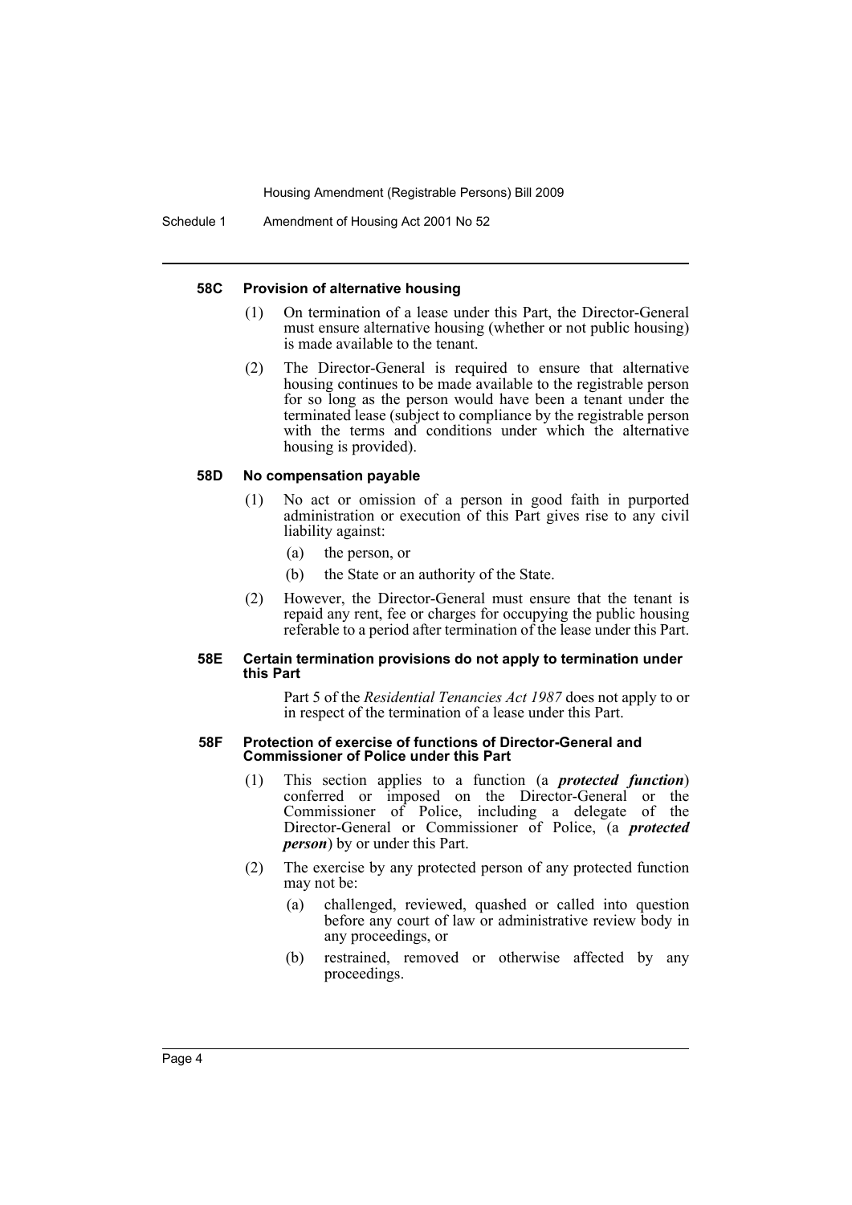#### 58C Provision of alternative housing

(1) On termination of a lease under this Part, the Director-General must ensure alternative housing (whether or not public housing) is made available to the tenant.

(2) The Director-General is required to ensure that alternative housing continues to be made available to the registrable person for so long as the person would have been a tenant under the terminated lease (subject to compliance by the registrable person with the terms and conditions under which the alternative housing is provided).

#### 58D No compensation payable

(1) No act or omission of a person in good faith in purported administration or execution of this Part gives rise to any civil liability against:

- (a) the person, or
- (b) the State or an authority of the State.

(2) However, the Director-General must ensure that the tenant is repaid any rent, fee or charges for occupying the public housing referable to a period after termination of the lease under this Part.

#### 58E Certain termination provisions do not apply to termination under this Part

Part 5 of the *Residential Tenancies Act 1987* does not apply to or in respect of the termination of a lease under this Part.

#### 58F Protection of exercise of functions of Director-General and Commissioner of Police under this Part

(1) This section applies to a function (a ***protected function***) conferred or imposed on the Director-General or the Commissioner of Police, including a delegate of the Director-General or Commissioner of Police, (a ***protected person***) by or under this Part.

(2) The exercise by any protected person of any protected function may not be:

- (a) challenged, reviewed, quashed or called into question before any court of law or administrative review body in any proceedings, or
- (b) restrained, removed or otherwise affected by any proceedings.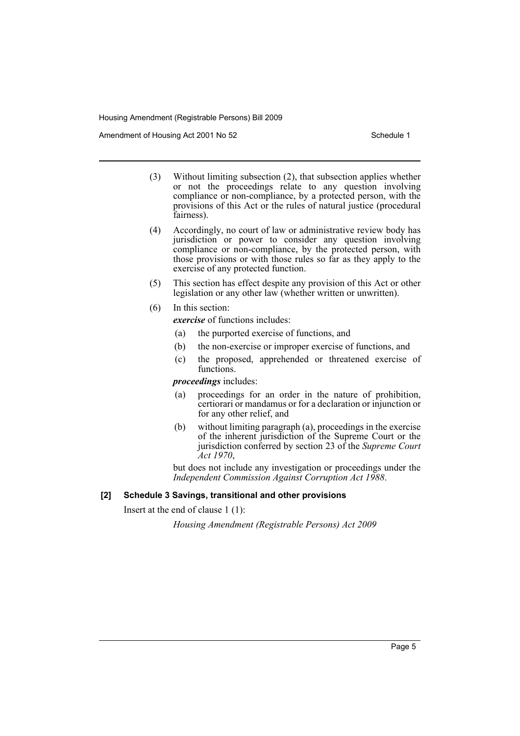(3) Without limiting subsection (2), that subsection applies whether or not the proceedings relate to any question involving compliance or non-compliance, by a protected person, with the provisions of this Act or the rules of natural justice (procedural fairness).

(4) Accordingly, no court of law or administrative review body has jurisdiction or power to consider any question involving compliance or non-compliance, by the protected person, with those provisions or with those rules so far as they apply to the exercise of any protected function.

(5) This section has effect despite any provision of this Act or other legislation or any other law (whether written or unwritten).

(6) In this section:

***exercise*** of functions includes:

- (a) the purported exercise of functions, and
- (b) the non-exercise or improper exercise of functions, and
- (c) the proposed, apprehended or threatened exercise of functions.

***proceedings*** includes:

- (a) proceedings for an order in the nature of prohibition, certiorari or mandamus or for a declaration or injunction or for any other relief, and
- (b) without limiting paragraph (a), proceedings in the exercise of the inherent jurisdiction of the Supreme Court or the jurisdiction conferred by section 23 of the *Supreme Court Act 1970*,

but does not include any investigation or proceedings under the *Independent Commission Against Corruption Act 1988*.

**[2] Schedule 3 Savings, transitional and other provisions**

Insert at the end of clause 1 (1):

*Housing Amendment (Registrable Persons) Act 2009*